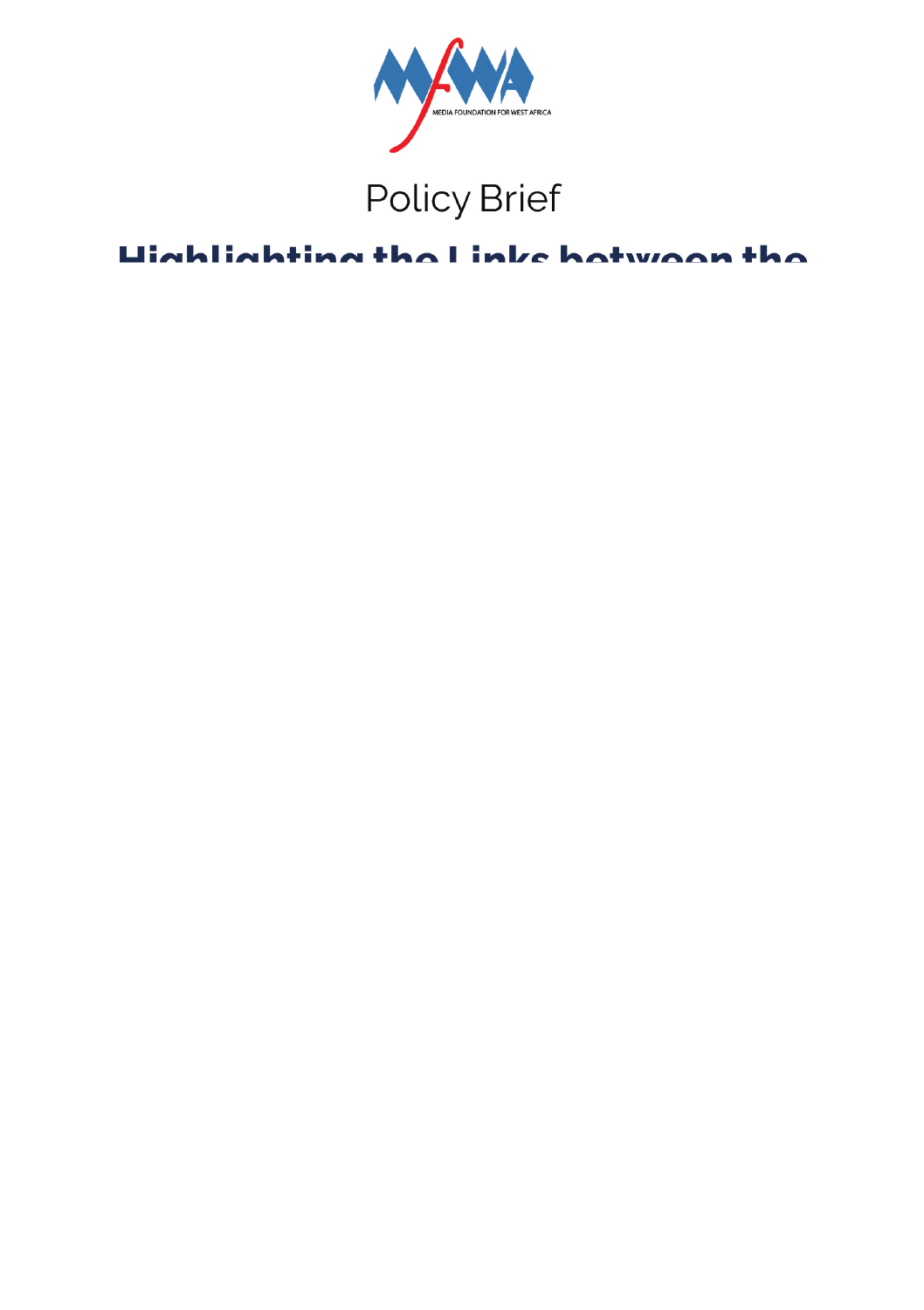MEDIA FOUNDATION FOR WEST AFRICA

Policy Brief

# Highlighting the Links between the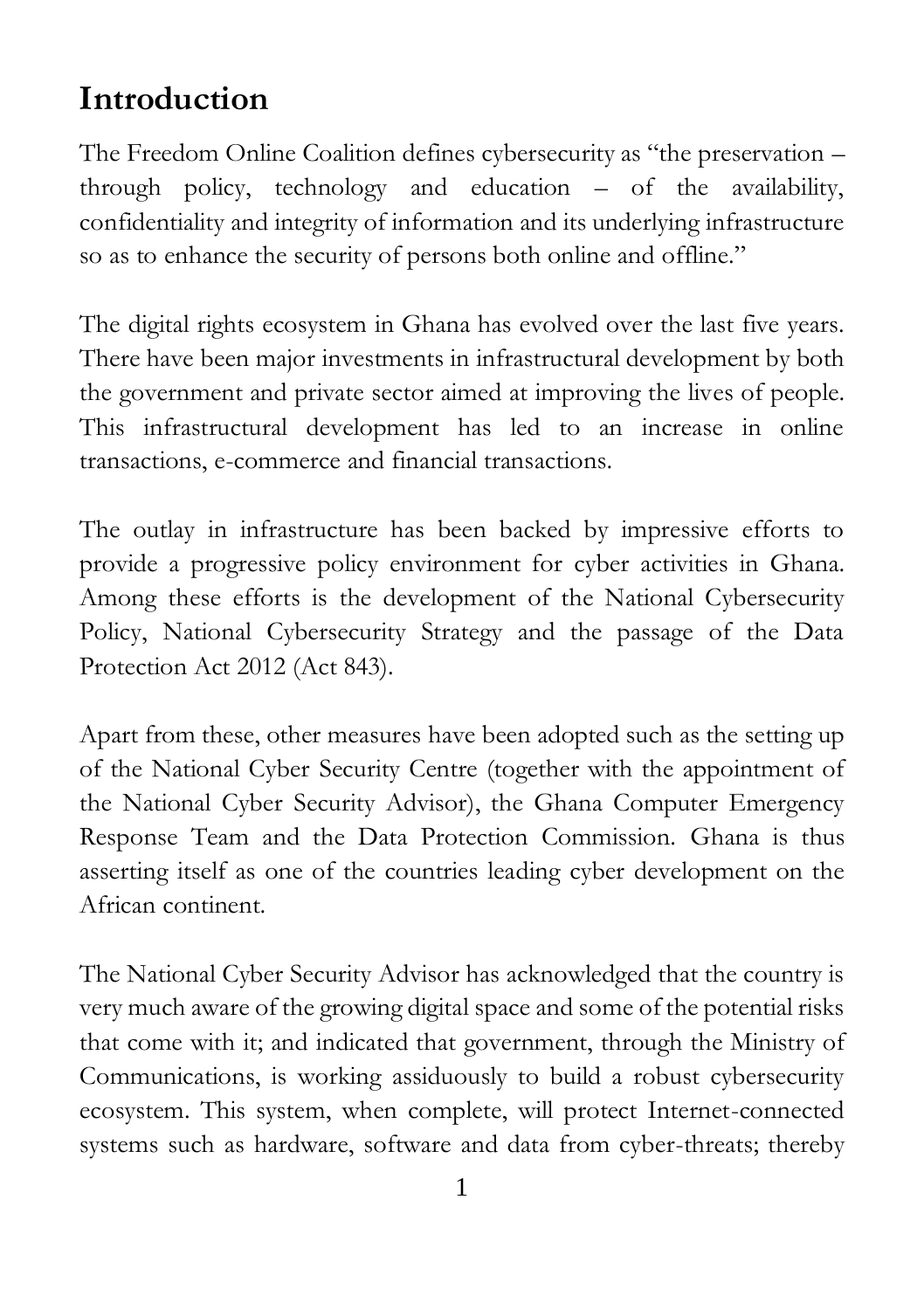# Introduction

The Freedom Online Coalition defines cybersecurity as "the preservation – through policy, technology and education – of the availability, confidentiality and integrity of information and its underlying infrastructure so as to enhance the security of persons both online and offline."

The digital rights ecosystem in Ghana has evolved over the last five years. There have been major investments in infrastructural development by both the government and private sector aimed at improving the lives of people. This infrastructural development has led to an increase in online transactions, e-commerce and financial transactions.

The outlay in infrastructure has been backed by impressive efforts to provide a progressive policy environment for cyber activities in Ghana. Among these efforts is the development of the National Cybersecurity Policy, National Cybersecurity Strategy and the passage of the Data Protection Act 2012 (Act 843).

Apart from these, other measures have been adopted such as the setting up of the National Cyber Security Centre (together with the appointment of the National Cyber Security Advisor), the Ghana Computer Emergency Response Team and the Data Protection Commission. Ghana is thus asserting itself as one of the countries leading cyber development on the African continent.

The National Cyber Security Advisor has acknowledged that the country is very much aware of the growing digital space and some of the potential risks that come with it; and indicated that government, through the Ministry of Communications, is working assiduously to build a robust cybersecurity ecosystem. This system, when complete, will protect Internet-connected systems such as hardware, software and data from cyber-threats; thereby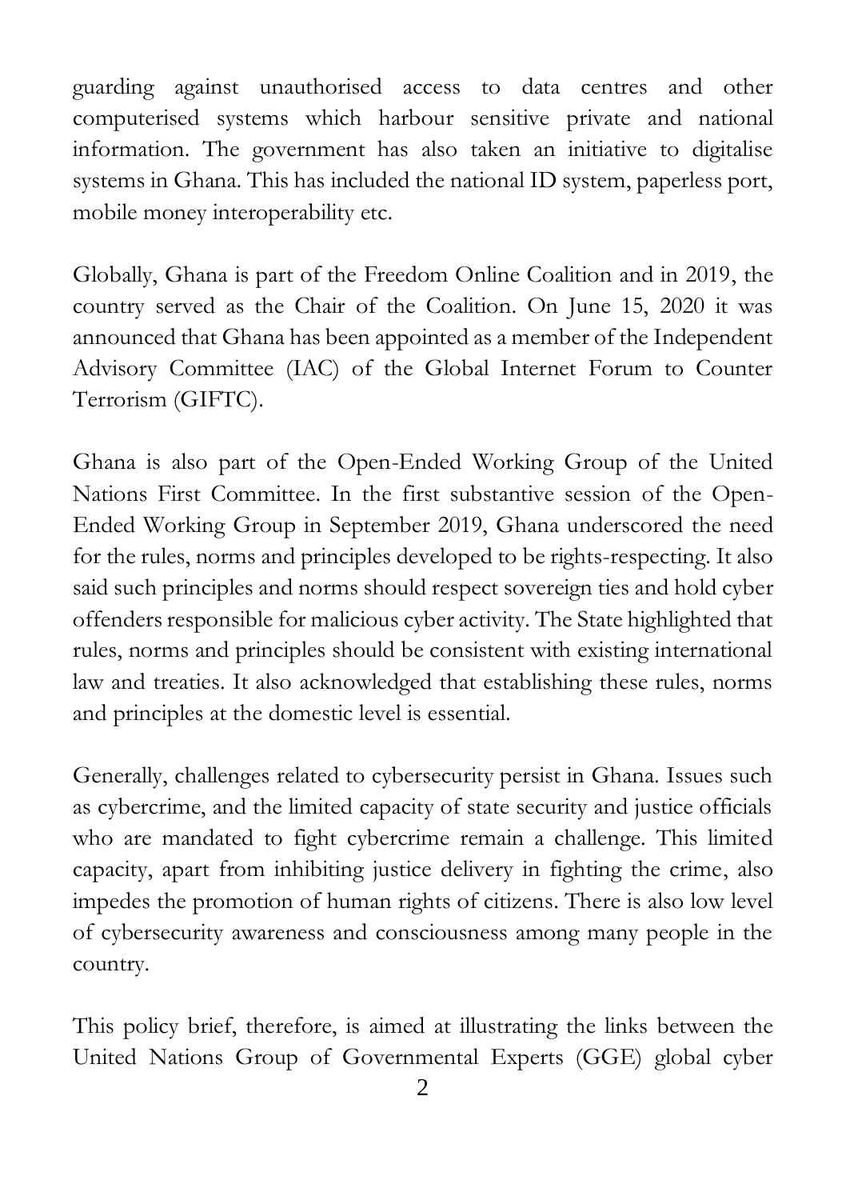guarding against unauthorised access to data centres and other computerised systems which harbour sensitive private and national information. The government has also taken an initiative to digitalise systems in Ghana. This has included the national ID system, paperless port, mobile money interoperability etc.

Globally, Ghana is part of the Freedom Online Coalition and in 2019, the country served as the Chair of the Coalition. On June 15, 2020 it was announced that Ghana has been appointed as a member of the Independent Advisory Committee (IAC) of the Global Internet Forum to Counter Terrorism (GIFTC).

Ghana is also part of the Open-Ended Working Group of the United Nations First Committee. In the first substantive session of the Open-Ended Working Group in September 2019, Ghana underscored the need for the rules, norms and principles developed to be rights-respecting. It also said such principles and norms should respect sovereign ties and hold cyber offenders responsible for malicious cyber activity. The State highlighted that rules, norms and principles should be consistent with existing international law and treaties. It also acknowledged that establishing these rules, norms and principles at the domestic level is essential.

Generally, challenges related to cybersecurity persist in Ghana. Issues such as cybercrime, and the limited capacity of state security and justice officials who are mandated to fight cybercrime remain a challenge. This limited capacity, apart from inhibiting justice delivery in fighting the crime, also impedes the promotion of human rights of citizens. There is also low level of cybersecurity awareness and consciousness among many people in the country.

This policy brief, therefore, is aimed at illustrating the links between the United Nations Group of Governmental Experts (GGE) global cyber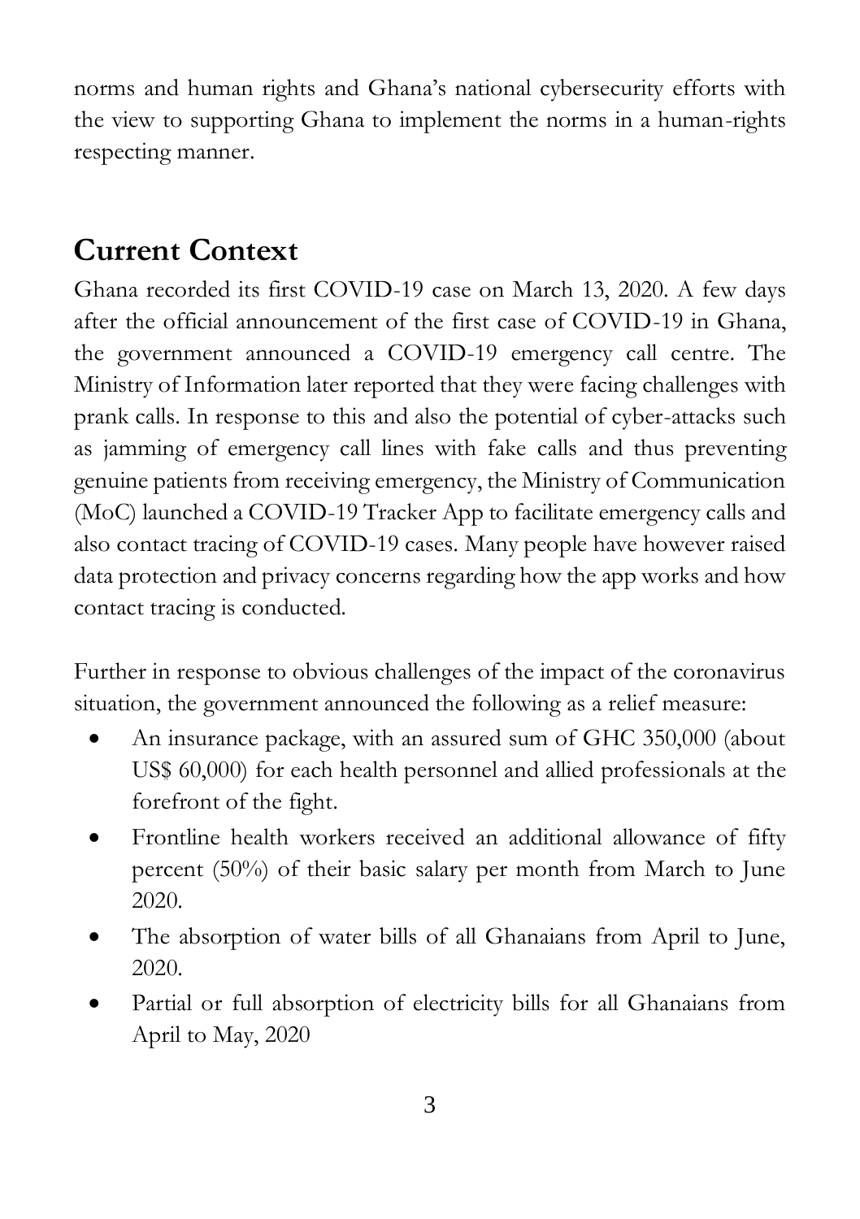norms and human rights and Ghana's national cybersecurity efforts with the view to supporting Ghana to implement the norms in a human-rights respecting manner.

## Current Context

Ghana recorded its first COVID-19 case on March 13, 2020. A few days after the official announcement of the first case of COVID-19 in Ghana, the government announced a COVID-19 emergency call centre. The Ministry of Information later reported that they were facing challenges with prank calls. In response to this and also the potential of cyber-attacks such as jamming of emergency call lines with fake calls and thus preventing genuine patients from receiving emergency, the Ministry of Communication (MoC) launched a COVID-19 Tracker App to facilitate emergency calls and also contact tracing of COVID-19 cases. Many people have however raised data protection and privacy concerns regarding how the app works and how contact tracing is conducted.

Further in response to obvious challenges of the impact of the coronavirus situation, the government announced the following as a relief measure:

- An insurance package, with an assured sum of GHC 350,000 (about US$ 60,000) for each health personnel and allied professionals at the forefront of the fight.
- Frontline health workers received an additional allowance of fifty percent (50%) of their basic salary per month from March to June 2020.
- The absorption of water bills of all Ghanaians from April to June, 2020.
- Partial or full absorption of electricity bills for all Ghanaians from April to May, 2020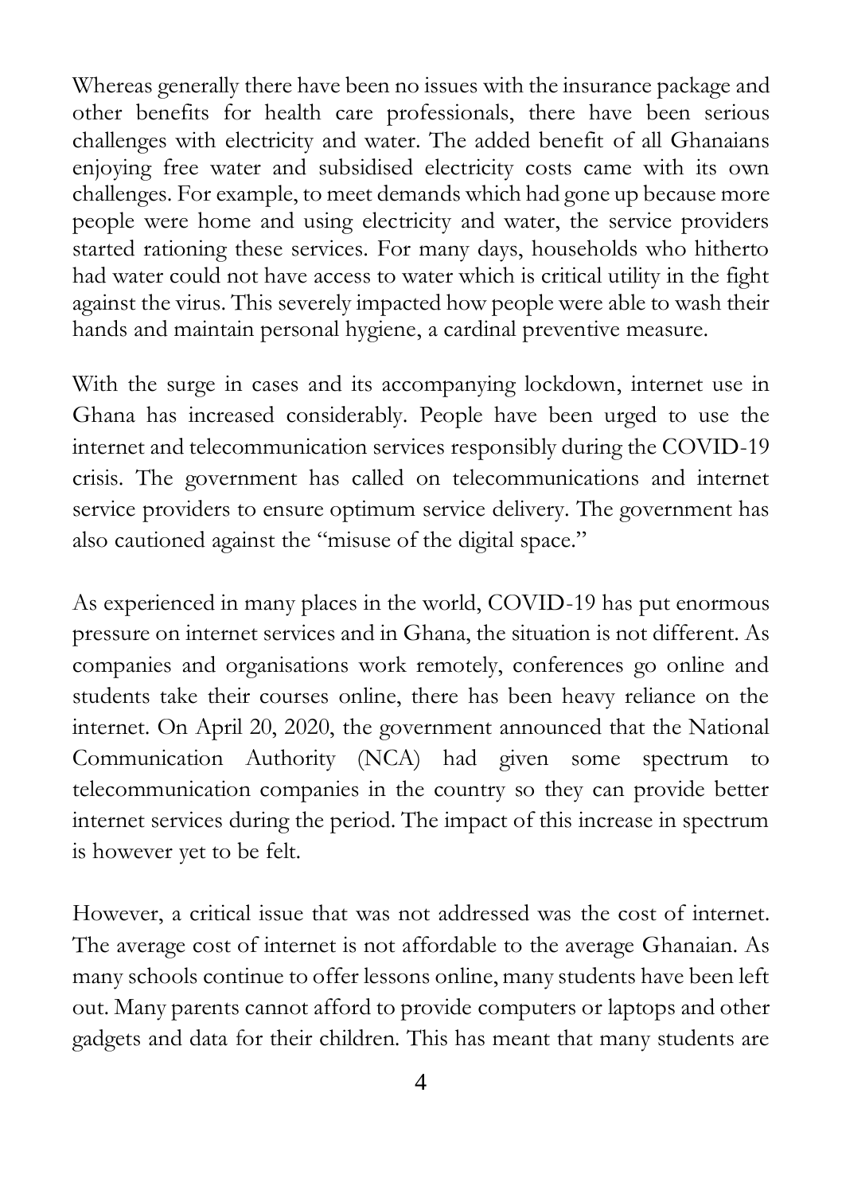Whereas generally there have been no issues with the insurance package and other benefits for health care professionals, there have been serious challenges with electricity and water. The added benefit of all Ghanaians enjoying free water and subsidised electricity costs came with its own challenges. For example, to meet demands which had gone up because more people were home and using electricity and water, the service providers started rationing these services. For many days, households who hitherto had water could not have access to water which is critical utility in the fight against the virus. This severely impacted how people were able to wash their hands and maintain personal hygiene, a cardinal preventive measure.

With the surge in cases and its accompanying lockdown, internet use in Ghana has increased considerably. People have been urged to use the internet and telecommunication services responsibly during the COVID-19 crisis. The government has called on telecommunications and internet service providers to ensure optimum service delivery. The government has also cautioned against the "misuse of the digital space."

As experienced in many places in the world, COVID-19 has put enormous pressure on internet services and in Ghana, the situation is not different. As companies and organisations work remotely, conferences go online and students take their courses online, there has been heavy reliance on the internet. On April 20, 2020, the government announced that the National Communication Authority (NCA) had given some spectrum to telecommunication companies in the country so they can provide better internet services during the period. The impact of this increase in spectrum is however yet to be felt.

However, a critical issue that was not addressed was the cost of internet. The average cost of internet is not affordable to the average Ghanaian. As many schools continue to offer lessons online, many students have been left out. Many parents cannot afford to provide computers or laptops and other gadgets and data for their children. This has meant that many students are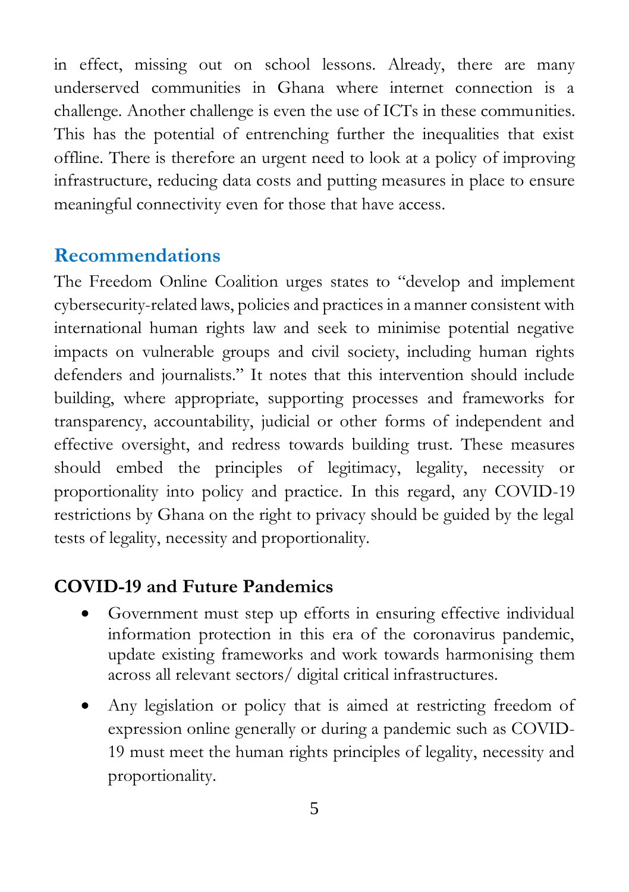in effect, missing out on school lessons. Already, there are many underserved communities in Ghana where internet connection is a challenge. Another challenge is even the use of ICTs in these communities. This has the potential of entrenching further the inequalities that exist offline. There is therefore an urgent need to look at a policy of improving infrastructure, reducing data costs and putting measures in place to ensure meaningful connectivity even for those that have access.

## Recommendations

The Freedom Online Coalition urges states to "develop and implement cybersecurity-related laws, policies and practices in a manner consistent with international human rights law and seek to minimise potential negative impacts on vulnerable groups and civil society, including human rights defenders and journalists." It notes that this intervention should include building, where appropriate, supporting processes and frameworks for transparency, accountability, judicial or other forms of independent and effective oversight, and redress towards building trust. These measures should embed the principles of legitimacy, legality, necessity or proportionality into policy and practice. In this regard, any COVID-19 restrictions by Ghana on the right to privacy should be guided by the legal tests of legality, necessity and proportionality.

### COVID-19 and Future Pandemics

- Government must step up efforts in ensuring effective individual information protection in this era of the coronavirus pandemic, update existing frameworks and work towards harmonising them across all relevant sectors/ digital critical infrastructures.
- Any legislation or policy that is aimed at restricting freedom of expression online generally or during a pandemic such as COVID-19 must meet the human rights principles of legality, necessity and proportionality.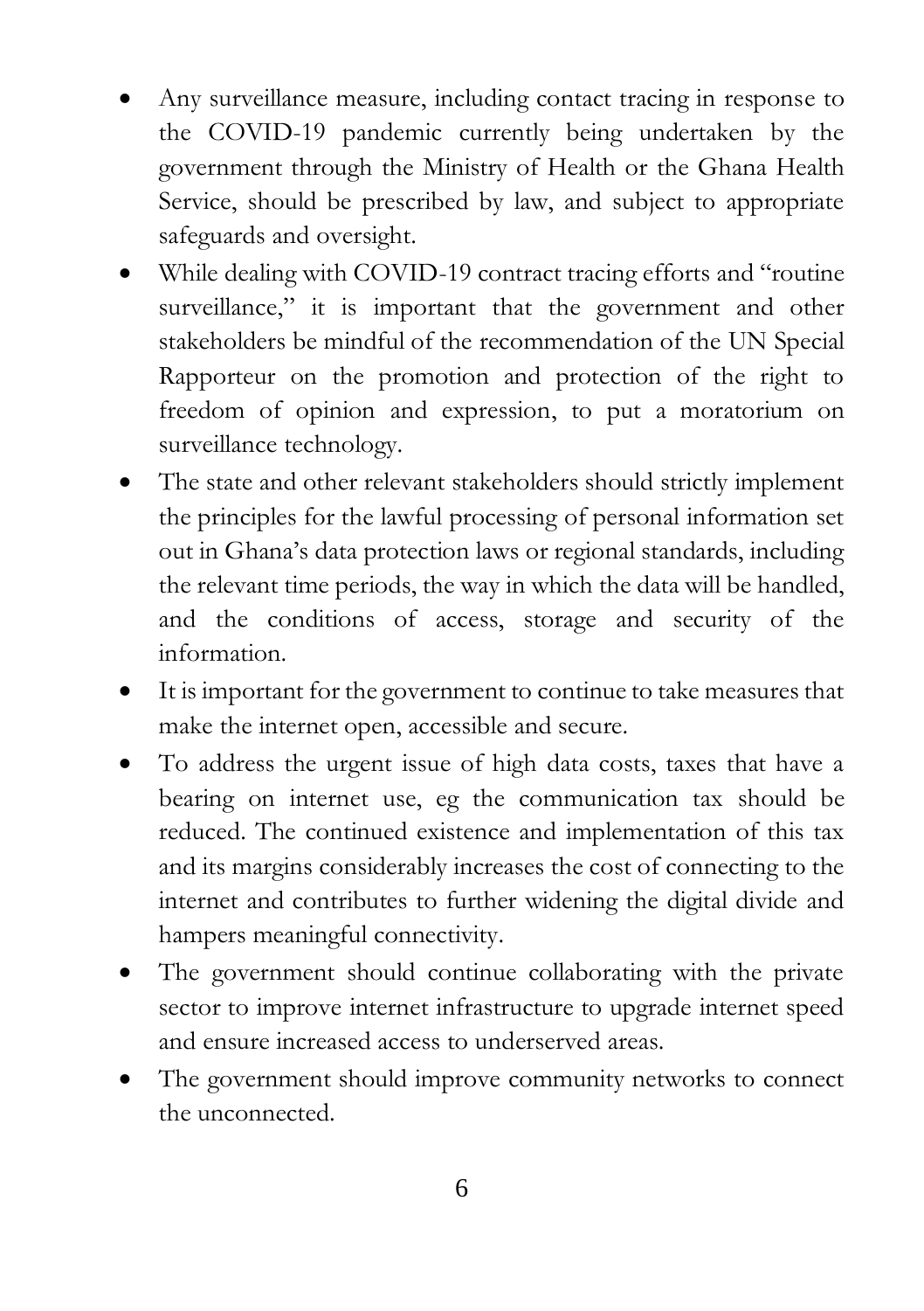- Any surveillance measure, including contact tracing in response to the COVID-19 pandemic currently being undertaken by the government through the Ministry of Health or the Ghana Health Service, should be prescribed by law, and subject to appropriate safeguards and oversight.
- While dealing with COVID-19 contract tracing efforts and "routine surveillance," it is important that the government and other stakeholders be mindful of the recommendation of the UN Special Rapporteur on the promotion and protection of the right to freedom of opinion and expression, to put a moratorium on surveillance technology.
- The state and other relevant stakeholders should strictly implement the principles for the lawful processing of personal information set out in Ghana's data protection laws or regional standards, including the relevant time periods, the way in which the data will be handled, and the conditions of access, storage and security of the information.
- It is important for the government to continue to take measures that make the internet open, accessible and secure.
- To address the urgent issue of high data costs, taxes that have a bearing on internet use, eg the communication tax should be reduced. The continued existence and implementation of this tax and its margins considerably increases the cost of connecting to the internet and contributes to further widening the digital divide and hampers meaningful connectivity.
- The government should continue collaborating with the private sector to improve internet infrastructure to upgrade internet speed and ensure increased access to underserved areas.
- The government should improve community networks to connect the unconnected.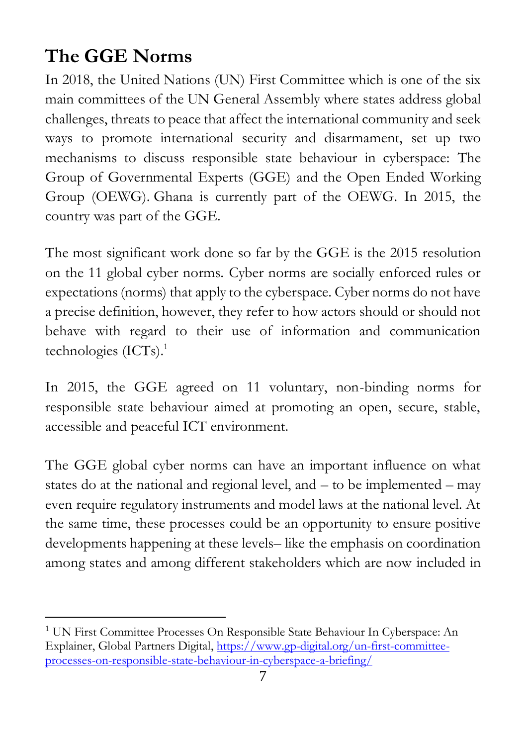## The GGE Norms

In 2018, the United Nations (UN) First Committee which is one of the six main committees of the UN General Assembly where states address global challenges, threats to peace that affect the international community and seek ways to promote international security and disarmament, set up two mechanisms to discuss responsible state behaviour in cyberspace: The Group of Governmental Experts (GGE) and the Open Ended Working Group (OEWG). Ghana is currently part of the OEWG. In 2015, the country was part of the GGE.

The most significant work done so far by the GGE is the 2015 resolution on the 11 global cyber norms. Cyber norms are socially enforced rules or expectations (norms) that apply to the cyberspace. Cyber norms do not have a precise definition, however, they refer to how actors should or should not behave with regard to their use of information and communication technologies (ICTs).[1]

In 2015, the GGE agreed on 11 voluntary, non-binding norms for responsible state behaviour aimed at promoting an open, secure, stable, accessible and peaceful ICT environment.

The GGE global cyber norms can have an important influence on what states do at the national and regional level, and – to be implemented – may even require regulatory instruments and model laws at the national level. At the same time, these processes could be an opportunity to ensure positive developments happening at these levels– like the emphasis on coordination among states and among different stakeholders which are now included in

[1] UN First Committee Processes On Responsible State Behaviour In Cyberspace: An Explainer, Global Partners Digital, https://www.gp-digital.org/un-first-committee-processes-on-responsible-state-behaviour-in-cyberspace-a-briefing/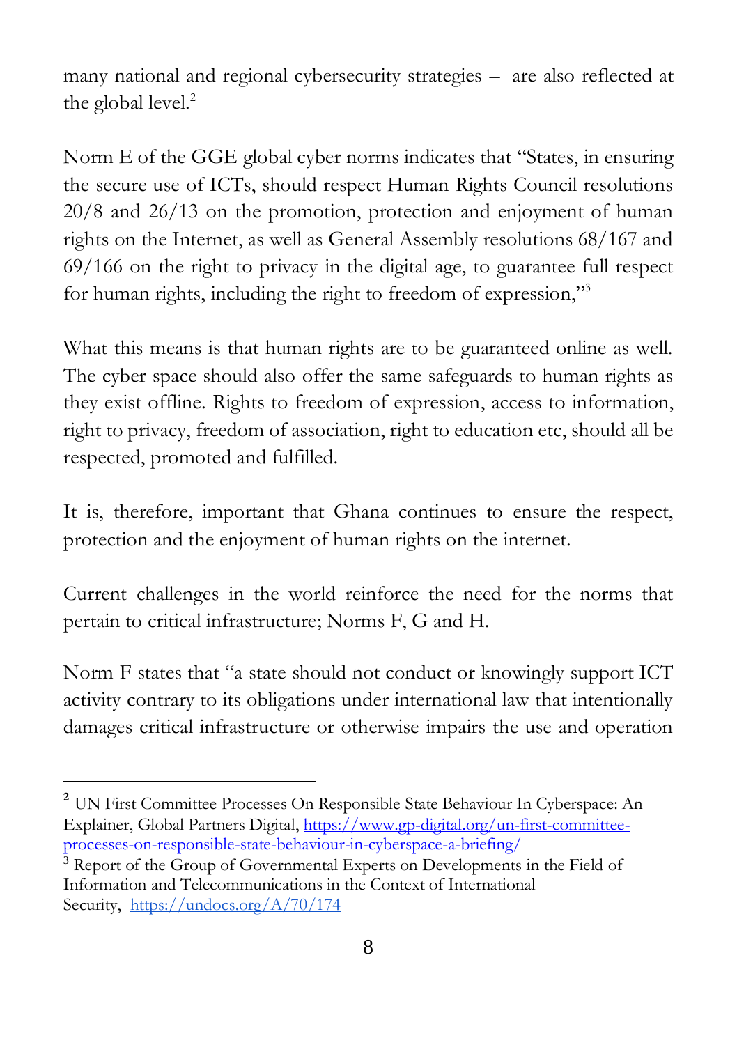many national and regional cybersecurity strategies – are also reflected at the global level.[2]

Norm E of the GGE global cyber norms indicates that "States, in ensuring the secure use of ICTs, should respect Human Rights Council resolutions 20/8 and 26/13 on the promotion, protection and enjoyment of human rights on the Internet, as well as General Assembly resolutions 68/167 and 69/166 on the right to privacy in the digital age, to guarantee full respect for human rights, including the right to freedom of expression,"[3]

What this means is that human rights are to be guaranteed online as well. The cyber space should also offer the same safeguards to human rights as they exist offline. Rights to freedom of expression, access to information, right to privacy, freedom of association, right to education etc, should all be respected, promoted and fulfilled.

It is, therefore, important that Ghana continues to ensure the respect, protection and the enjoyment of human rights on the internet.

Current challenges in the world reinforce the need for the norms that pertain to critical infrastructure; Norms F, G and H.

Norm F states that "a state should not conduct or knowingly support ICT activity contrary to its obligations under international law that intentionally damages critical infrastructure or otherwise impairs the use and operation

---

[2] UN First Committee Processes On Responsible State Behaviour In Cyberspace: An Explainer, Global Partners Digital, https://www.gp-digital.org/un-first-committee-processes-on-responsible-state-behaviour-in-cyberspace-a-briefing/

[3] Report of the Group of Governmental Experts on Developments in the Field of Information and Telecommunications in the Context of International Security, https://undocs.org/A/70/174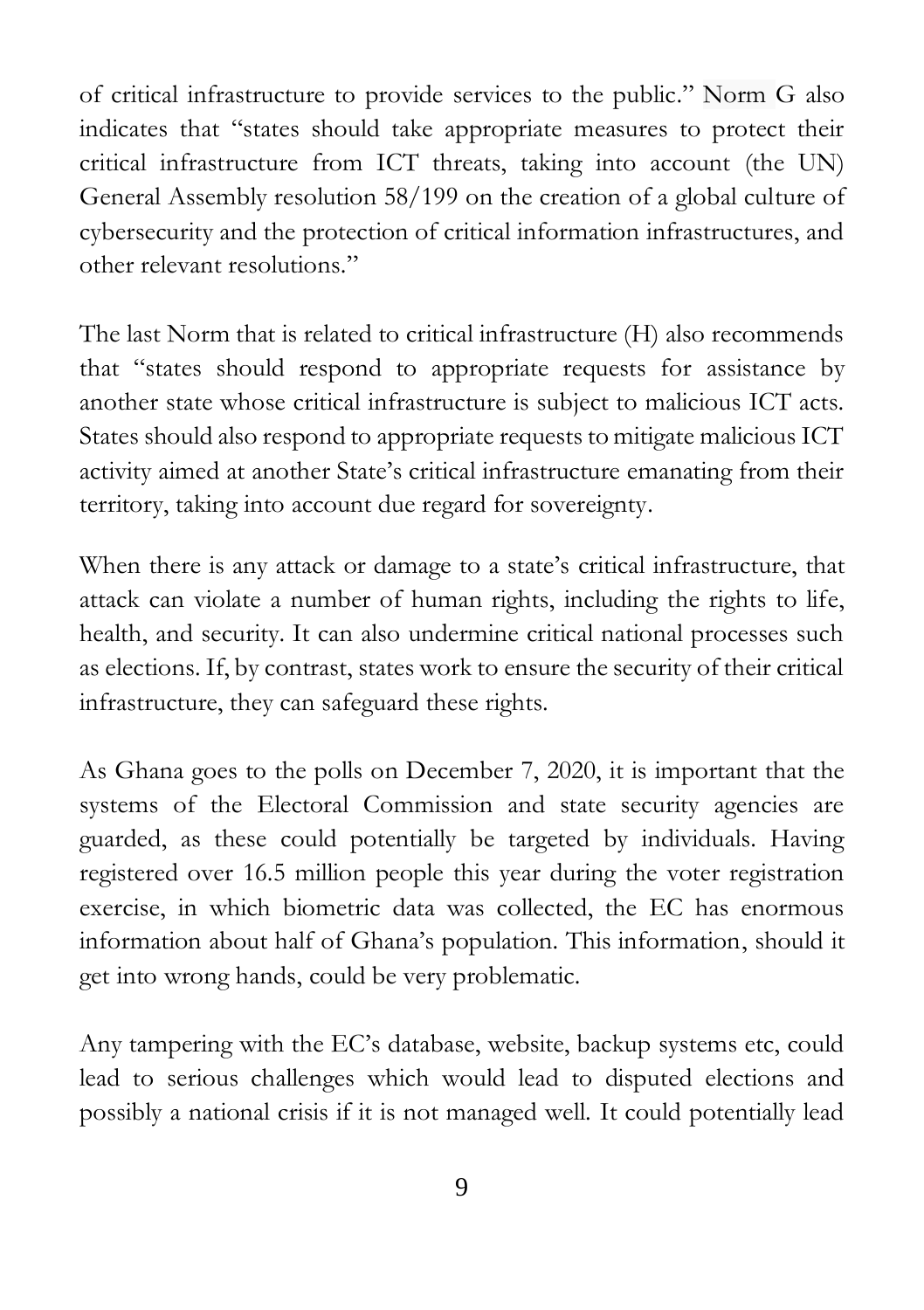of critical infrastructure to provide services to the public." Norm G also indicates that "states should take appropriate measures to protect their critical infrastructure from ICT threats, taking into account (the UN) General Assembly resolution 58/199 on the creation of a global culture of cybersecurity and the protection of critical information infrastructures, and other relevant resolutions."

The last Norm that is related to critical infrastructure (H) also recommends that "states should respond to appropriate requests for assistance by another state whose critical infrastructure is subject to malicious ICT acts. States should also respond to appropriate requests to mitigate malicious ICT activity aimed at another State's critical infrastructure emanating from their territory, taking into account due regard for sovereignty.

When there is any attack or damage to a state's critical infrastructure, that attack can violate a number of human rights, including the rights to life, health, and security. It can also undermine critical national processes such as elections. If, by contrast, states work to ensure the security of their critical infrastructure, they can safeguard these rights.

As Ghana goes to the polls on December 7, 2020, it is important that the systems of the Electoral Commission and state security agencies are guarded, as these could potentially be targeted by individuals. Having registered over 16.5 million people this year during the voter registration exercise, in which biometric data was collected, the EC has enormous information about half of Ghana's population. This information, should it get into wrong hands, could be very problematic.

Any tampering with the EC's database, website, backup systems etc, could lead to serious challenges which would lead to disputed elections and possibly a national crisis if it is not managed well. It could potentially lead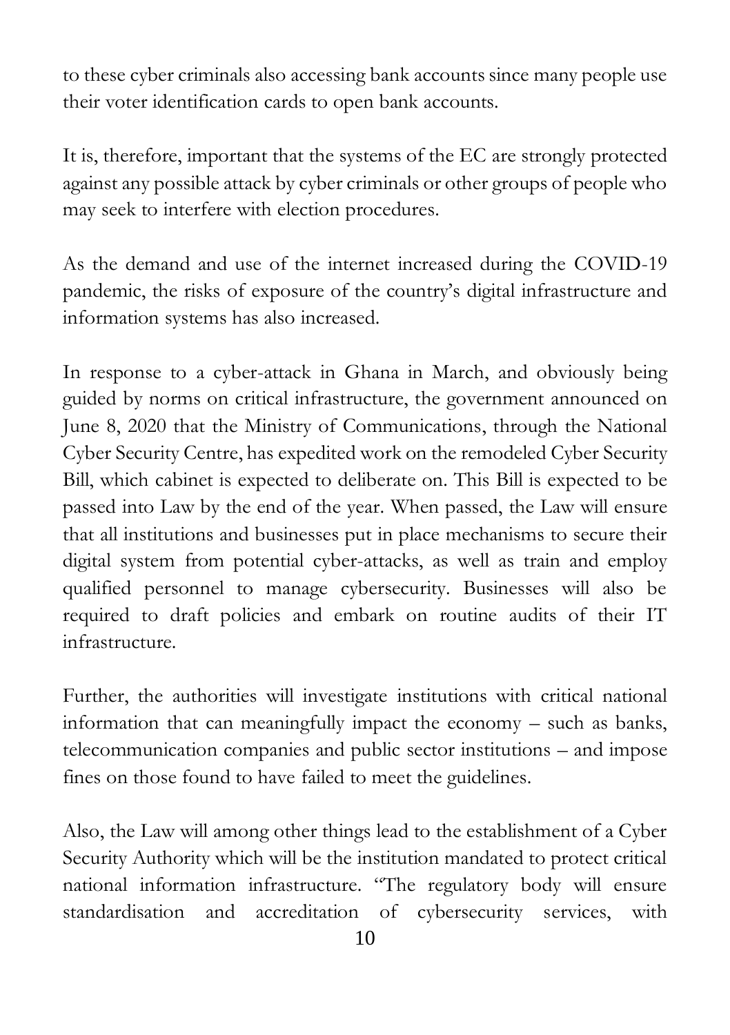to these cyber criminals also accessing bank accounts since many people use their voter identification cards to open bank accounts.

It is, therefore, important that the systems of the EC are strongly protected against any possible attack by cyber criminals or other groups of people who may seek to interfere with election procedures.

As the demand and use of the internet increased during the COVID-19 pandemic, the risks of exposure of the country's digital infrastructure and information systems has also increased.

In response to a cyber-attack in Ghana in March, and obviously being guided by norms on critical infrastructure, the government announced on June 8, 2020 that the Ministry of Communications, through the National Cyber Security Centre, has expedited work on the remodeled Cyber Security Bill, which cabinet is expected to deliberate on. This Bill is expected to be passed into Law by the end of the year. When passed, the Law will ensure that all institutions and businesses put in place mechanisms to secure their digital system from potential cyber-attacks, as well as train and employ qualified personnel to manage cybersecurity. Businesses will also be required to draft policies and embark on routine audits of their IT infrastructure.

Further, the authorities will investigate institutions with critical national information that can meaningfully impact the economy – such as banks, telecommunication companies and public sector institutions – and impose fines on those found to have failed to meet the guidelines.

Also, the Law will among other things lead to the establishment of a Cyber Security Authority which will be the institution mandated to protect critical national information infrastructure. "The regulatory body will ensure standardisation and accreditation of cybersecurity services, with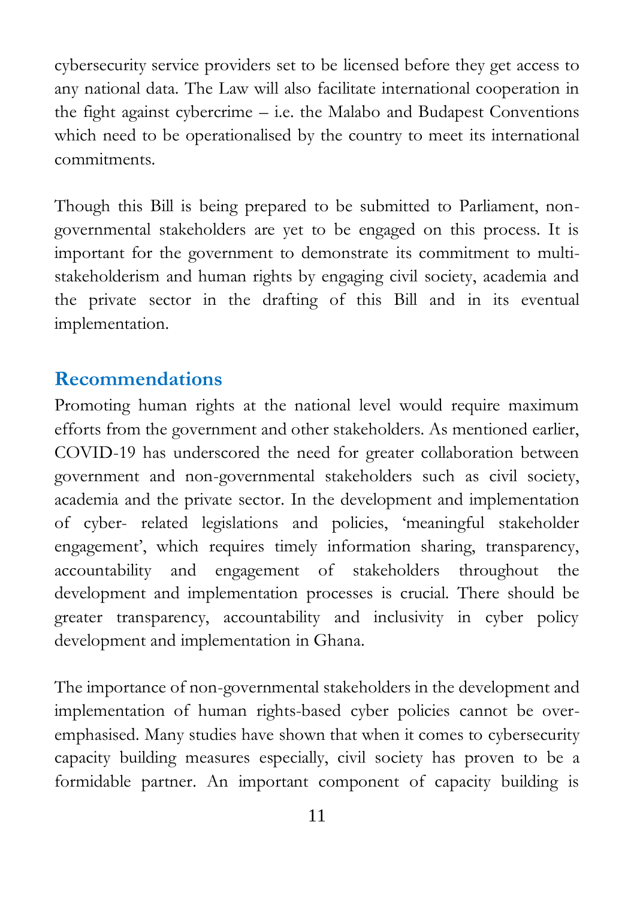cybersecurity service providers set to be licensed before they get access to any national data. The Law will also facilitate international cooperation in the fight against cybercrime – i.e. the Malabo and Budapest Conventions which need to be operationalised by the country to meet its international commitments.

Though this Bill is being prepared to be submitted to Parliament, non-governmental stakeholders are yet to be engaged on this process. It is important for the government to demonstrate its commitment to multi-stakeholderism and human rights by engaging civil society, academia and the private sector in the drafting of this Bill and in its eventual implementation.

## Recommendations

Promoting human rights at the national level would require maximum efforts from the government and other stakeholders. As mentioned earlier, COVID-19 has underscored the need for greater collaboration between government and non-governmental stakeholders such as civil society, academia and the private sector. In the development and implementation of cyber- related legislations and policies, 'meaningful stakeholder engagement', which requires timely information sharing, transparency, accountability and engagement of stakeholders throughout the development and implementation processes is crucial. There should be greater transparency, accountability and inclusivity in cyber policy development and implementation in Ghana.

The importance of non-governmental stakeholders in the development and implementation of human rights-based cyber policies cannot be over-emphasised. Many studies have shown that when it comes to cybersecurity capacity building measures especially, civil society has proven to be a formidable partner. An important component of capacity building is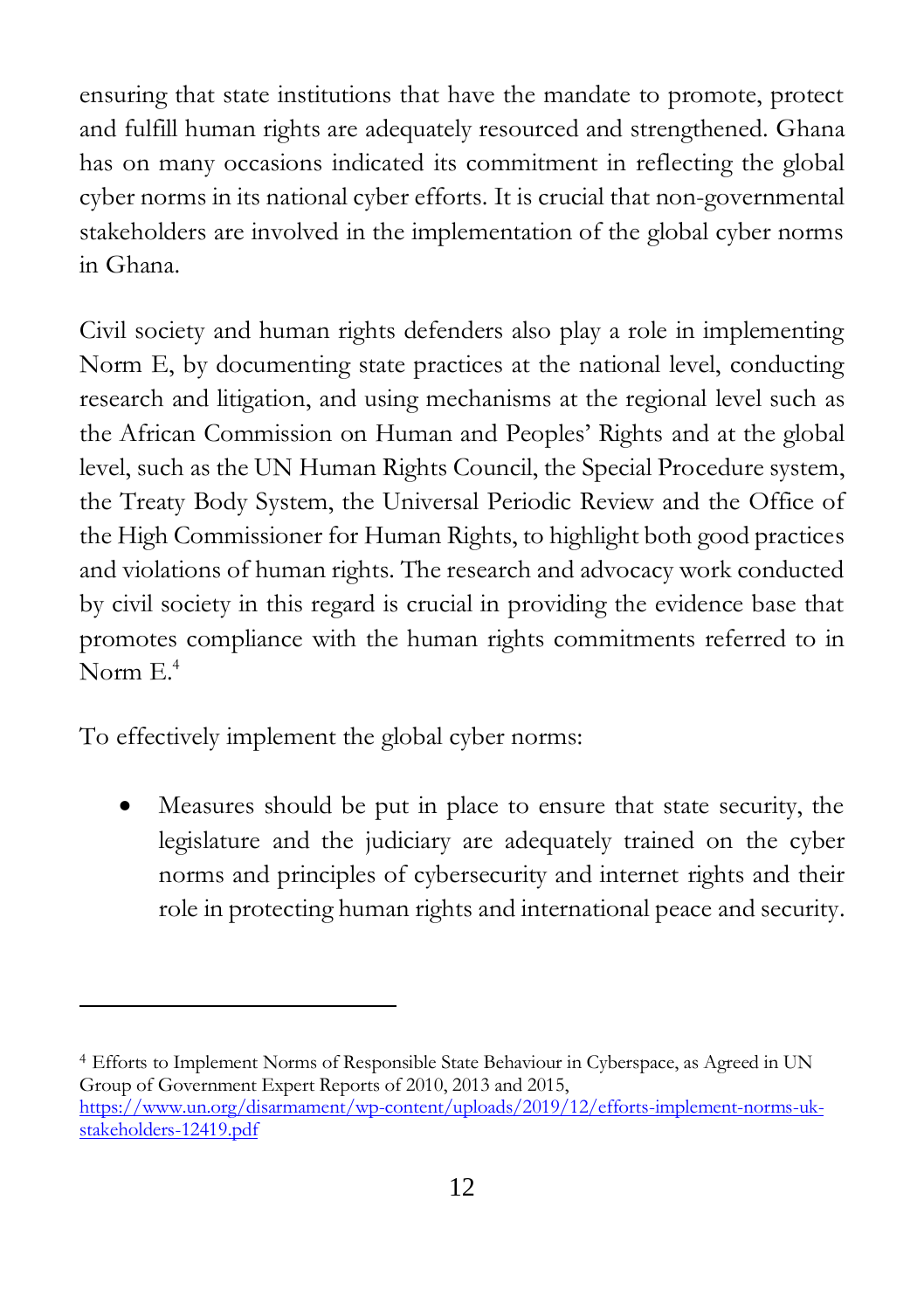ensuring that state institutions that have the mandate to promote, protect and fulfill human rights are adequately resourced and strengthened. Ghana has on many occasions indicated its commitment in reflecting the global cyber norms in its national cyber efforts. It is crucial that non-governmental stakeholders are involved in the implementation of the global cyber norms in Ghana.

Civil society and human rights defenders also play a role in implementing Norm E, by documenting state practices at the national level, conducting research and litigation, and using mechanisms at the regional level such as the African Commission on Human and Peoples' Rights and at the global level, such as the UN Human Rights Council, the Special Procedure system, the Treaty Body System, the Universal Periodic Review and the Office of the High Commissioner for Human Rights, to highlight both good practices and violations of human rights. The research and advocacy work conducted by civil society in this regard is crucial in providing the evidence base that promotes compliance with the human rights commitments referred to in Norm E.[4]

To effectively implement the global cyber norms:

- Measures should be put in place to ensure that state security, the legislature and the judiciary are adequately trained on the cyber norms and principles of cybersecurity and internet rights and their role in protecting human rights and international peace and security.

---

[4] Efforts to Implement Norms of Responsible State Behaviour in Cyberspace, as Agreed in UN Group of Government Expert Reports of 2010, 2013 and 2015, https://www.un.org/disarmament/wp-content/uploads/2019/12/efforts-implement-norms-uk-stakeholders-12419.pdf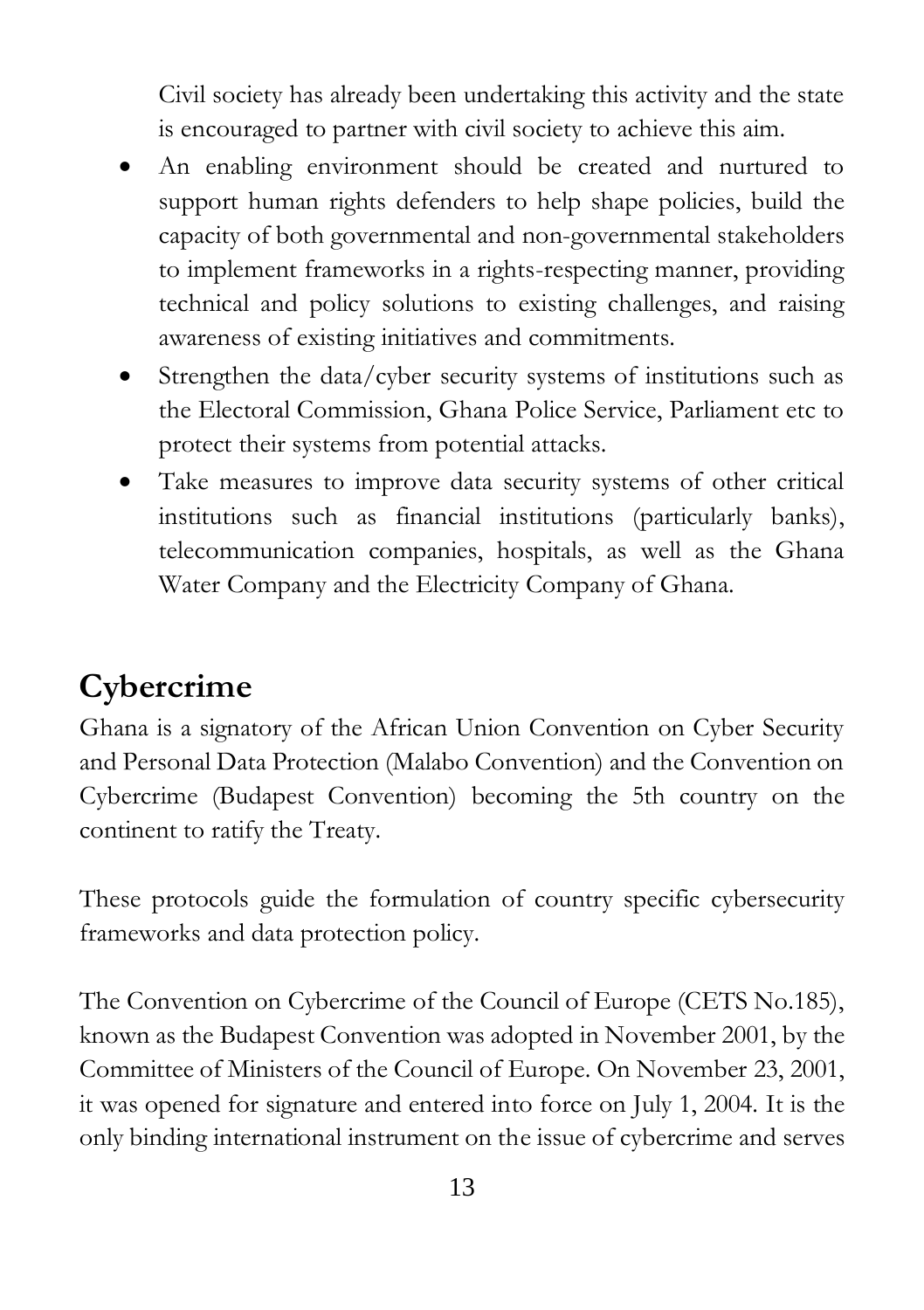Civil society has already been undertaking this activity and the state is encouraged to partner with civil society to achieve this aim.

- An enabling environment should be created and nurtured to support human rights defenders to help shape policies, build the capacity of both governmental and non-governmental stakeholders to implement frameworks in a rights-respecting manner, providing technical and policy solutions to existing challenges, and raising awareness of existing initiatives and commitments.
- Strengthen the data/cyber security systems of institutions such as the Electoral Commission, Ghana Police Service, Parliament etc to protect their systems from potential attacks.
- Take measures to improve data security systems of other critical institutions such as financial institutions (particularly banks), telecommunication companies, hospitals, as well as the Ghana Water Company and the Electricity Company of Ghana.

## Cybercrime

Ghana is a signatory of the African Union Convention on Cyber Security and Personal Data Protection (Malabo Convention) and the Convention on Cybercrime (Budapest Convention) becoming the 5th country on the continent to ratify the Treaty.

These protocols guide the formulation of country specific cybersecurity frameworks and data protection policy.

The Convention on Cybercrime of the Council of Europe (CETS No.185), known as the Budapest Convention was adopted in November 2001, by the Committee of Ministers of the Council of Europe. On November 23, 2001, it was opened for signature and entered into force on July 1, 2004. It is the only binding international instrument on the issue of cybercrime and serves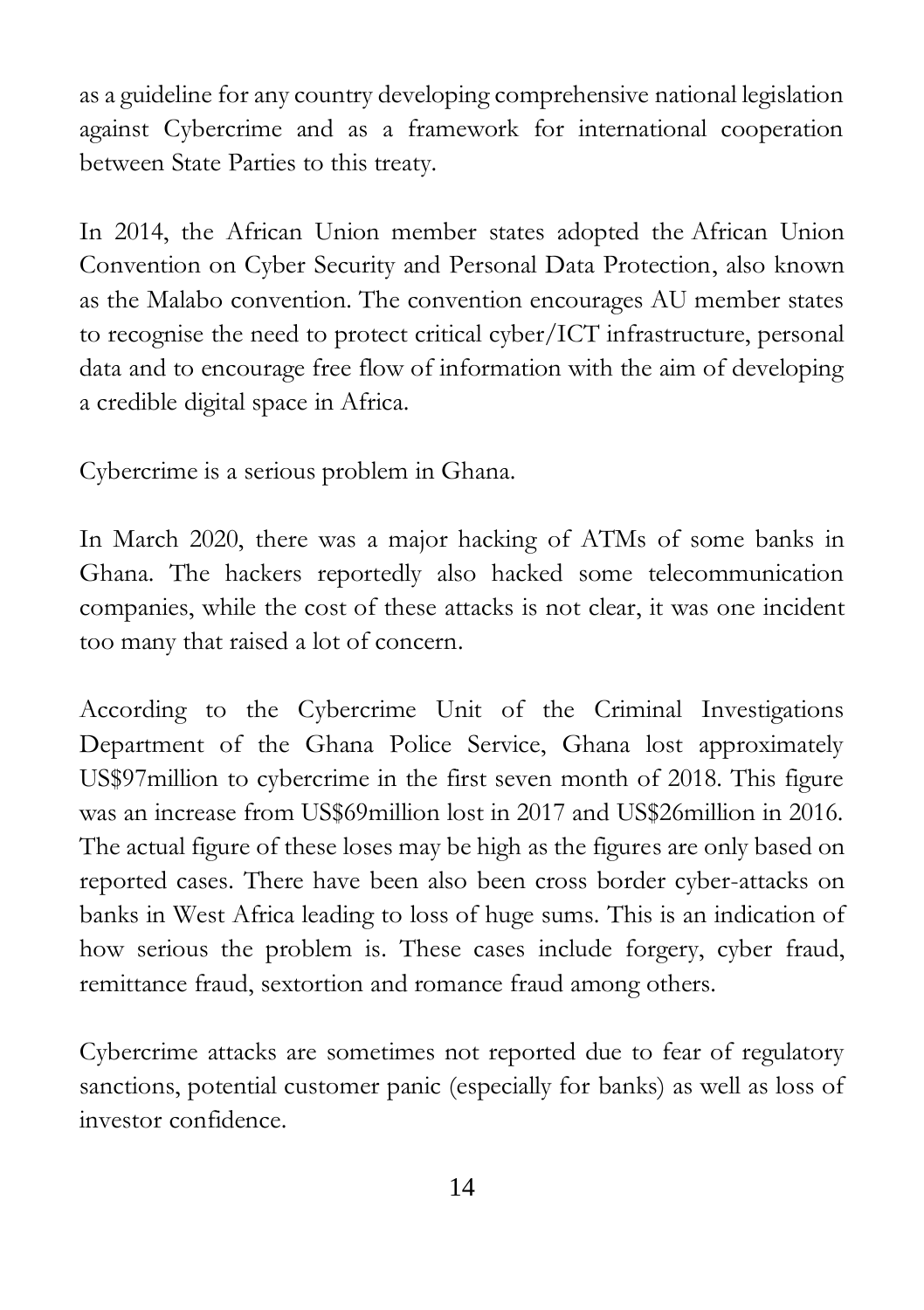as a guideline for any country developing comprehensive national legislation against Cybercrime and as a framework for international cooperation between State Parties to this treaty.

In 2014, the African Union member states adopted the African Union Convention on Cyber Security and Personal Data Protection, also known as the Malabo convention. The convention encourages AU member states to recognise the need to protect critical cyber/ICT infrastructure, personal data and to encourage free flow of information with the aim of developing a credible digital space in Africa.

Cybercrime is a serious problem in Ghana.

In March 2020, there was a major hacking of ATMs of some banks in Ghana. The hackers reportedly also hacked some telecommunication companies, while the cost of these attacks is not clear, it was one incident too many that raised a lot of concern.

According to the Cybercrime Unit of the Criminal Investigations Department of the Ghana Police Service, Ghana lost approximately US$97million to cybercrime in the first seven month of 2018. This figure was an increase from US$69million lost in 2017 and US$26million in 2016. The actual figure of these loses may be high as the figures are only based on reported cases. There have been also been cross border cyber-attacks on banks in West Africa leading to loss of huge sums. This is an indication of how serious the problem is. These cases include forgery, cyber fraud, remittance fraud, sextortion and romance fraud among others.

Cybercrime attacks are sometimes not reported due to fear of regulatory sanctions, potential customer panic (especially for banks) as well as loss of investor confidence.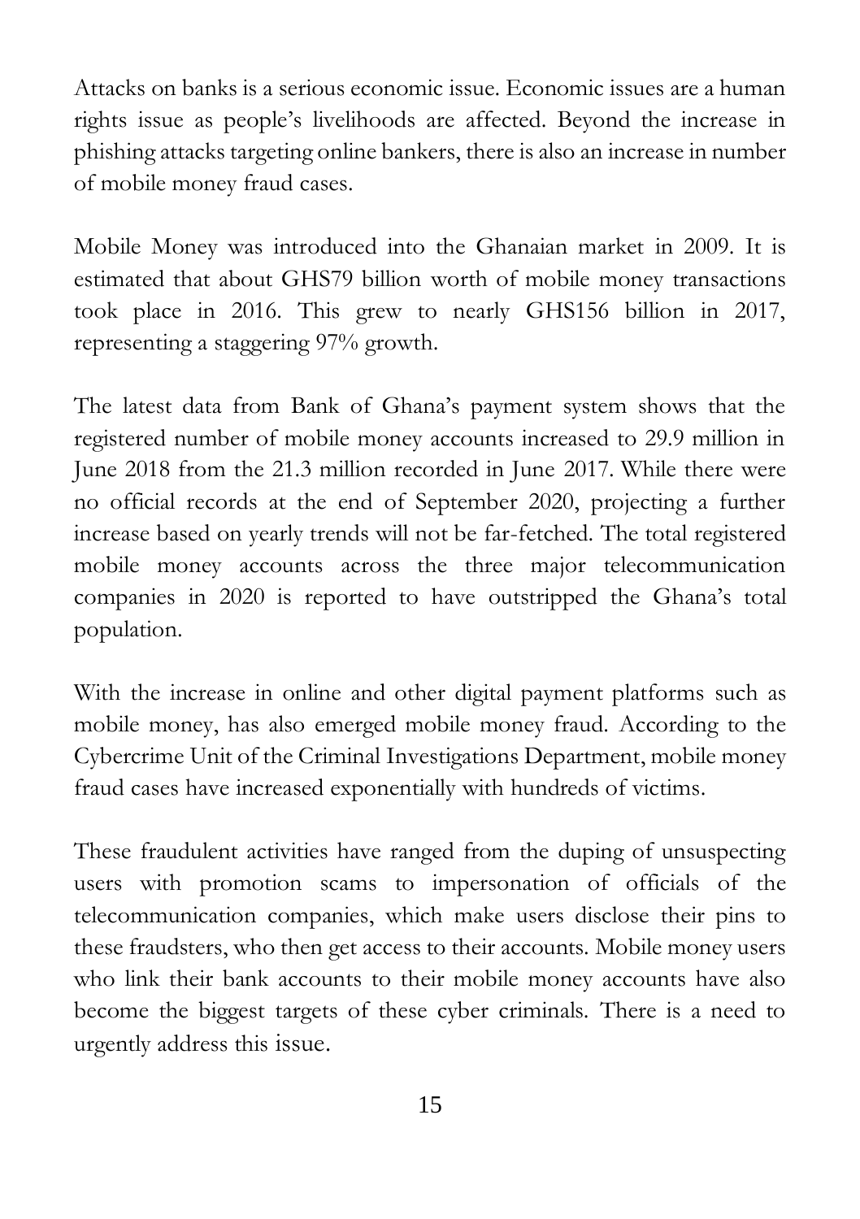Attacks on banks is a serious economic issue. Economic issues are a human rights issue as people's livelihoods are affected. Beyond the increase in phishing attacks targeting online bankers, there is also an increase in number of mobile money fraud cases.

Mobile Money was introduced into the Ghanaian market in 2009. It is estimated that about GHS79 billion worth of mobile money transactions took place in 2016. This grew to nearly GHS156 billion in 2017, representing a staggering 97% growth.

The latest data from Bank of Ghana's payment system shows that the registered number of mobile money accounts increased to 29.9 million in June 2018 from the 21.3 million recorded in June 2017. While there were no official records at the end of September 2020, projecting a further increase based on yearly trends will not be far-fetched. The total registered mobile money accounts across the three major telecommunication companies in 2020 is reported to have outstripped the Ghana's total population.

With the increase in online and other digital payment platforms such as mobile money, has also emerged mobile money fraud. According to the Cybercrime Unit of the Criminal Investigations Department, mobile money fraud cases have increased exponentially with hundreds of victims.

These fraudulent activities have ranged from the duping of unsuspecting users with promotion scams to impersonation of officials of the telecommunication companies, which make users disclose their pins to these fraudsters, who then get access to their accounts. Mobile money users who link their bank accounts to their mobile money accounts have also become the biggest targets of these cyber criminals. There is a need to urgently address this issue.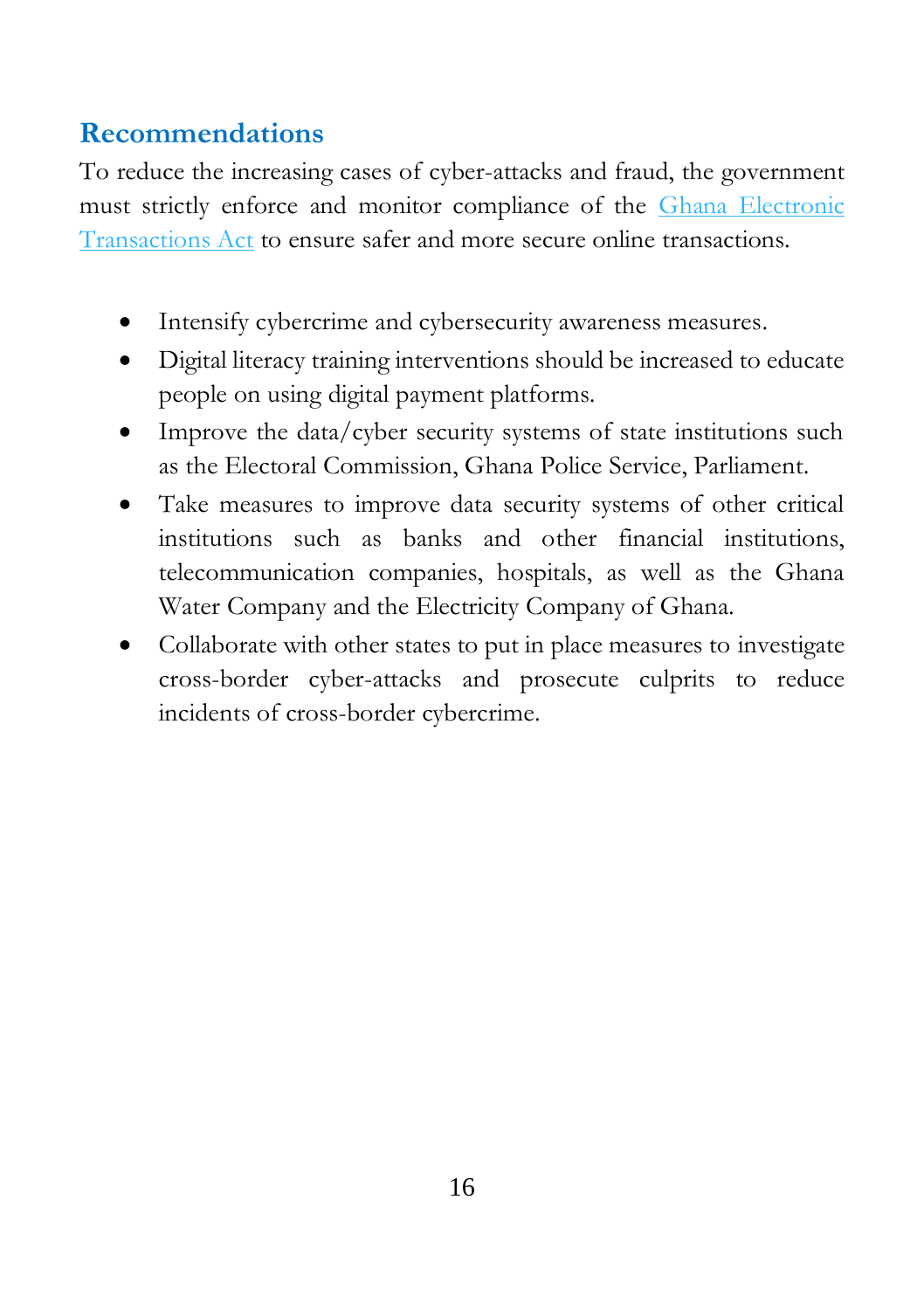## Recommendations

To reduce the increasing cases of cyber-attacks and fraud, the government must strictly enforce and monitor compliance of the Ghana Electronic Transactions Act to ensure safer and more secure online transactions.

- Intensify cybercrime and cybersecurity awareness measures.
- Digital literacy training interventions should be increased to educate people on using digital payment platforms.
- Improve the data/cyber security systems of state institutions such as the Electoral Commission, Ghana Police Service, Parliament.
- Take measures to improve data security systems of other critical institutions such as banks and other financial institutions, telecommunication companies, hospitals, as well as the Ghana Water Company and the Electricity Company of Ghana.
- Collaborate with other states to put in place measures to investigate cross-border cyber-attacks and prosecute culprits to reduce incidents of cross-border cybercrime.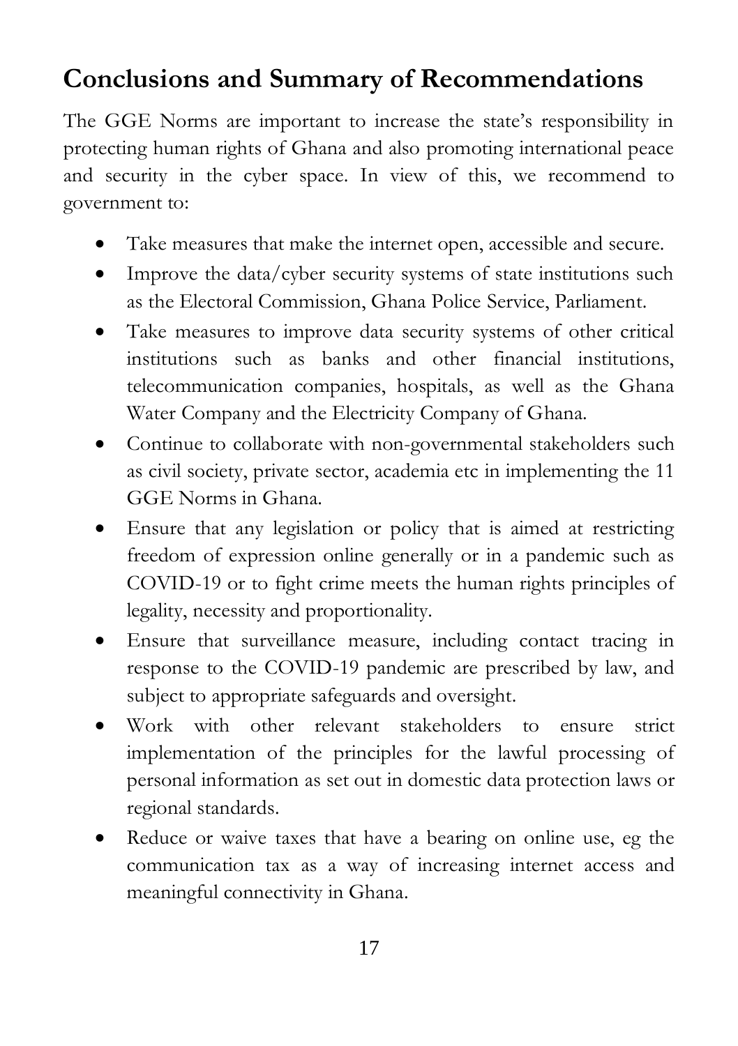## Conclusions and Summary of Recommendations

The GGE Norms are important to increase the state's responsibility in protecting human rights of Ghana and also promoting international peace and security in the cyber space. In view of this, we recommend to government to:

- Take measures that make the internet open, accessible and secure.
- Improve the data/cyber security systems of state institutions such as the Electoral Commission, Ghana Police Service, Parliament.
- Take measures to improve data security systems of other critical institutions such as banks and other financial institutions, telecommunication companies, hospitals, as well as the Ghana Water Company and the Electricity Company of Ghana.
- Continue to collaborate with non-governmental stakeholders such as civil society, private sector, academia etc in implementing the 11 GGE Norms in Ghana.
- Ensure that any legislation or policy that is aimed at restricting freedom of expression online generally or in a pandemic such as COVID-19 or to fight crime meets the human rights principles of legality, necessity and proportionality.
- Ensure that surveillance measure, including contact tracing in response to the COVID-19 pandemic are prescribed by law, and subject to appropriate safeguards and oversight.
- Work with other relevant stakeholders to ensure strict implementation of the principles for the lawful processing of personal information as set out in domestic data protection laws or regional standards.
- Reduce or waive taxes that have a bearing on online use, eg the communication tax as a way of increasing internet access and meaningful connectivity in Ghana.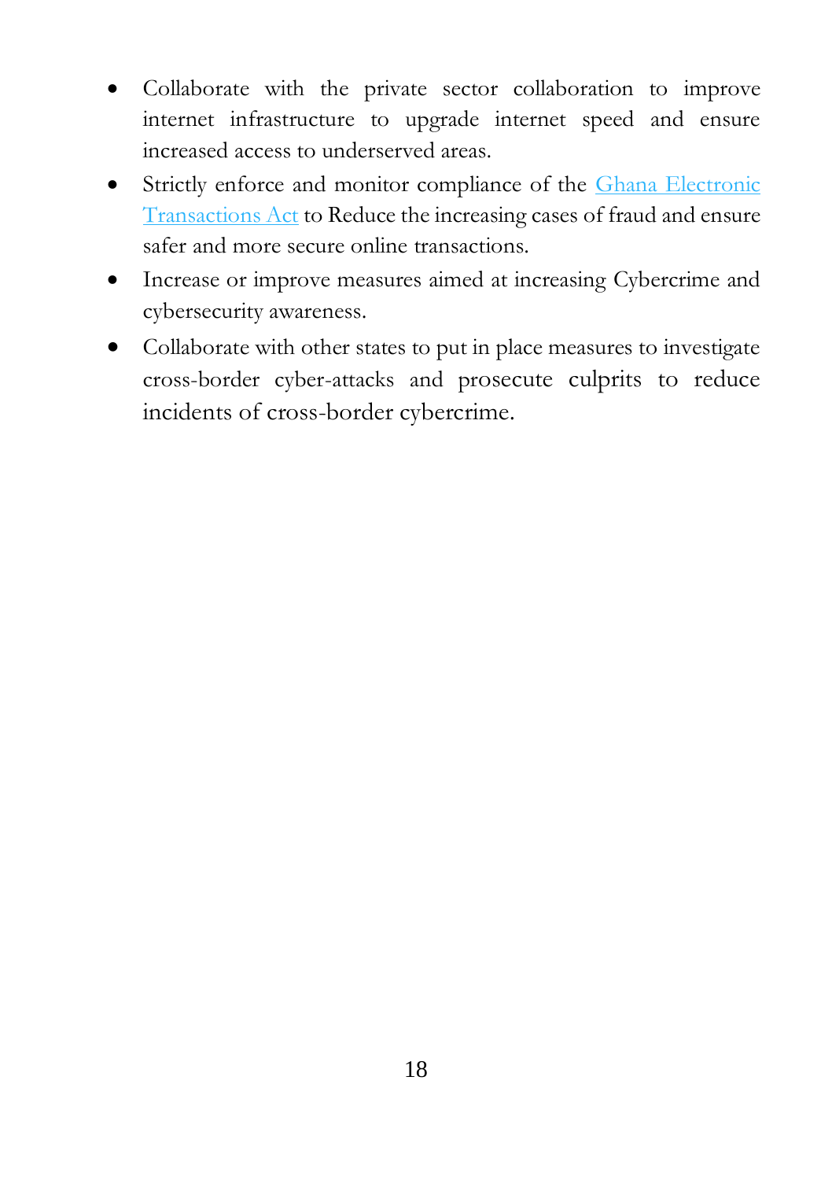- Collaborate with the private sector collaboration to improve internet infrastructure to upgrade internet speed and ensure increased access to underserved areas.
- Strictly enforce and monitor compliance of the Ghana Electronic Transactions Act to Reduce the increasing cases of fraud and ensure safer and more secure online transactions.
- Increase or improve measures aimed at increasing Cybercrime and cybersecurity awareness.
- Collaborate with other states to put in place measures to investigate cross-border cyber-attacks and prosecute culprits to reduce incidents of cross-border cybercrime.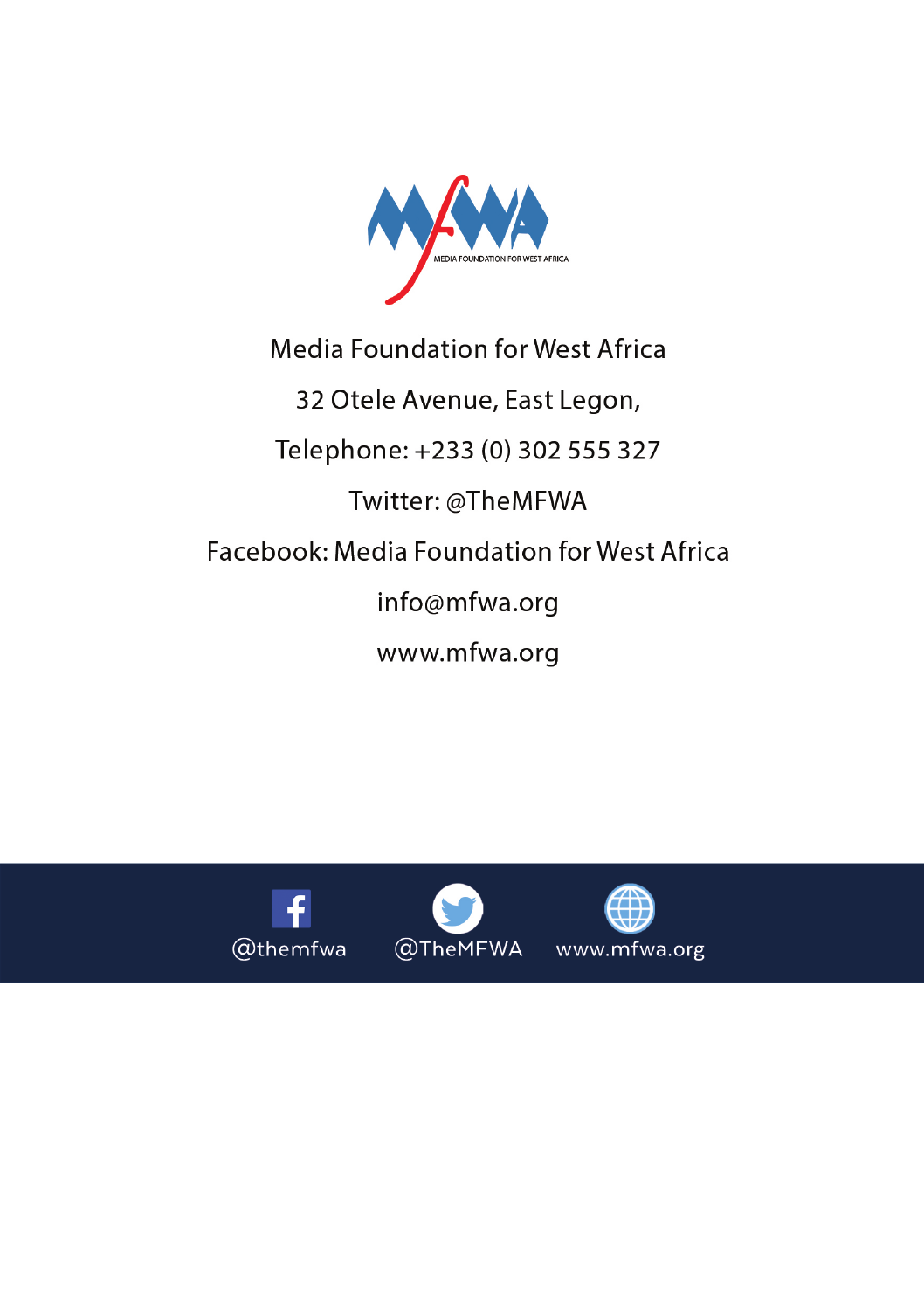MEDIA FOUNDATION FOR WEST AFRICA

Media Foundation for West Africa

32 Otele Avenue, East Legon,

Telephone: +233 (0) 302 555 327

Twitter: @TheMFWA

Facebook: Media Foundation for West Africa

info@mfwa.org

www.mfwa.org

@themfwa @TheMFWA www.mfwa.org